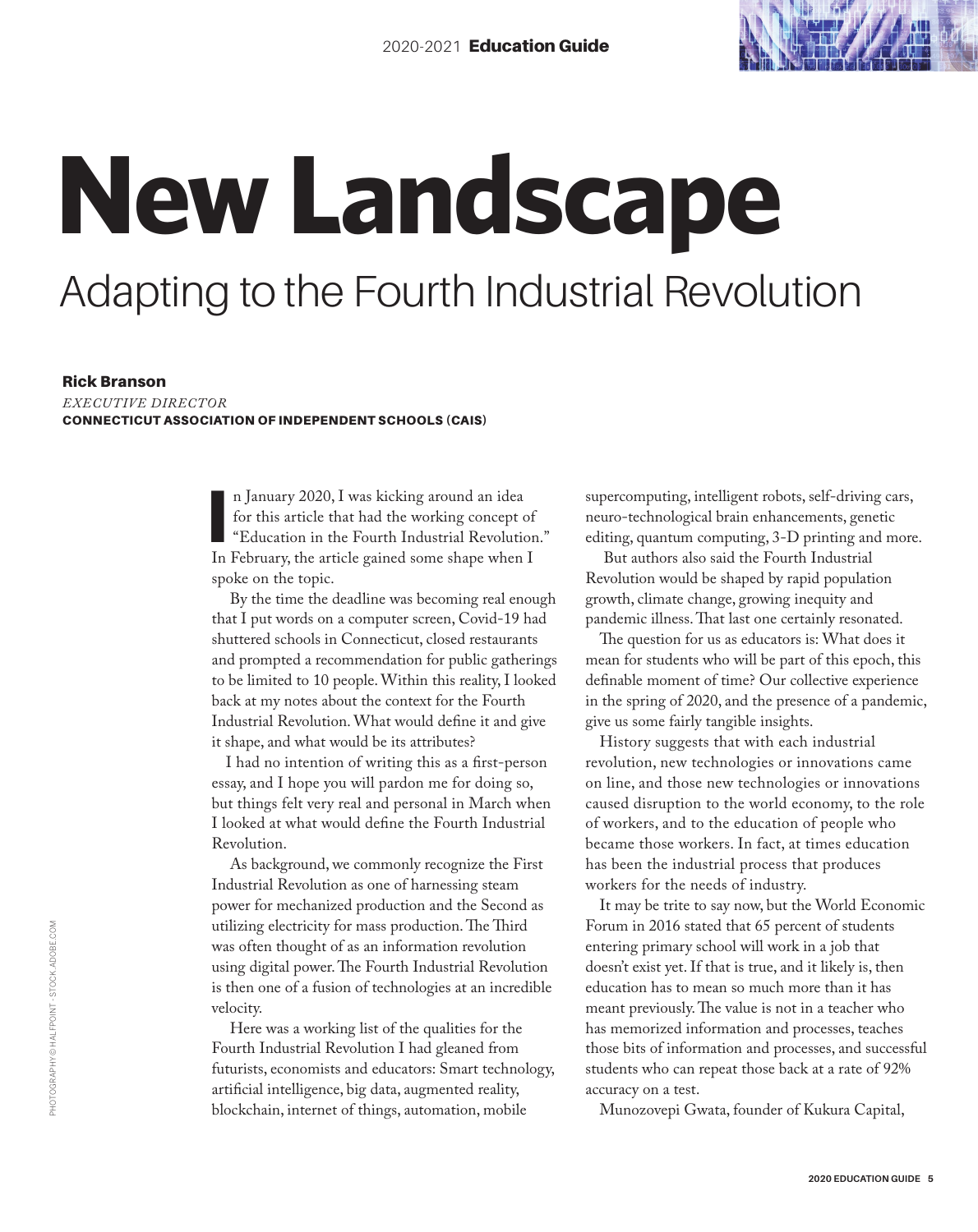# New Landscape

## Adapting to the Fourth Industrial Revolution

**Rick Branson**
*EXECUTIVE DIRECTOR*
**CONNECTICUT ASSOCIATION OF INDEPENDENT SCHOOLS (CAIS)**

In January 2020, I was kicking around an idea for this article that had the working concept of "Education in the Fourth Industrial Revolution." In February, the article gained some shape when I spoke on the topic.

By the time the deadline was becoming real enough that I put words on a computer screen, Covid-19 had shuttered schools in Connecticut, closed restaurants and prompted a recommendation for public gatherings to be limited to 10 people. Within this reality, I looked back at my notes about the context for the Fourth Industrial Revolution. What would define it and give it shape, and what would be its attributes?

I had no intention of writing this as a first-person essay, and I hope you will pardon me for doing so, but things felt very real and personal in March when I looked at what would define the Fourth Industrial Revolution.

As background, we commonly recognize the First Industrial Revolution as one of harnessing steam power for mechanized production and the Second as utilizing electricity for mass production. The Third was often thought of as an information revolution using digital power. The Fourth Industrial Revolution is then one of a fusion of technologies at an incredible velocity.

Here was a working list of the qualities for the Fourth Industrial Revolution I had gleaned from futurists, economists and educators: Smart technology, artificial intelligence, big data, augmented reality, blockchain, internet of things, automation, mobile supercomputing, intelligent robots, self-driving cars, neuro-technological brain enhancements, genetic editing, quantum computing, 3-D printing and more.

But authors also said the Fourth Industrial Revolution would be shaped by rapid population growth, climate change, growing inequity and pandemic illness. That last one certainly resonated.

The question for us as educators is: What does it mean for students who will be part of this epoch, this definable moment of time? Our collective experience in the spring of 2020, and the presence of a pandemic, give us some fairly tangible insights.

History suggests that with each industrial revolution, new technologies or innovations came on line, and those new technologies or innovations caused disruption to the world economy, to the role of workers, and to the education of people who became those workers. In fact, at times education has been the industrial process that produces workers for the needs of industry.

It may be trite to say now, but the World Economic Forum in 2016 stated that 65 percent of students entering primary school will work in a job that doesn't exist yet. If that is true, and it likely is, then education has to mean so much more than it has meant previously. The value is not in a teacher who has memorized information and processes, teaches those bits of information and processes, and successful students who can repeat those back at a rate of 92% accuracy on a test.

Munozovepi Gwata, founder of Kukura Capital,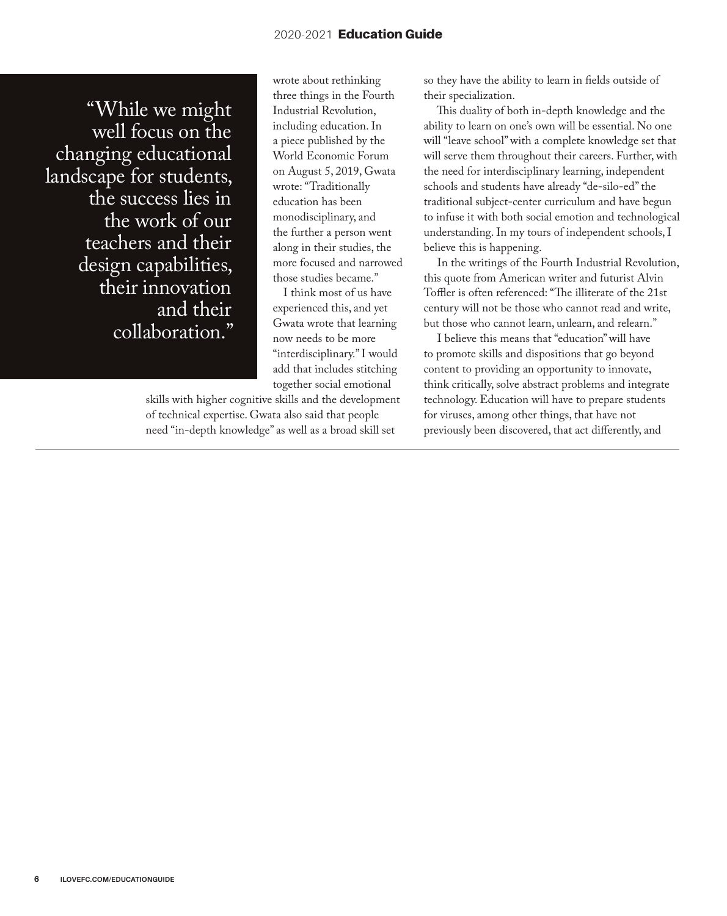> "While we might well focus on the changing educational landscape for students, the success lies in the work of our teachers and their design capabilities, their innovation and their collaboration."

wrote about rethinking three things in the Fourth Industrial Revolution, including education. In a piece published by the World Economic Forum on August 5, 2019, Gwata wrote: "Traditionally education has been monodisciplinary, and the further a person went along in their studies, the more focused and narrowed those studies became."

I think most of us have experienced this, and yet Gwata wrote that learning now needs to be more "interdisciplinary." I would add that includes stitching together social emotional skills with higher cognitive skills and the development of technical expertise. Gwata also said that people need "in-depth knowledge" as well as a broad skill set so they have the ability to learn in fields outside of their specialization.

This duality of both in-depth knowledge and the ability to learn on one's own will be essential. No one will "leave school" with a complete knowledge set that will serve them throughout their careers. Further, with the need for interdisciplinary learning, independent schools and students have already "de-silo-ed" the traditional subject-center curriculum and have begun to infuse it with both social emotion and technological understanding. In my tours of independent schools, I believe this is happening.

In the writings of the Fourth Industrial Revolution, this quote from American writer and futurist Alvin Toffler is often referenced: "The illiterate of the 21st century will not be those who cannot read and write, but those who cannot learn, unlearn, and relearn."

I believe this means that "education" will have to promote skills and dispositions that go beyond content to providing an opportunity to innovate, think critically, solve abstract problems and integrate technology. Education will have to prepare students for viruses, among other things, that have not previously been discovered, that act differently, and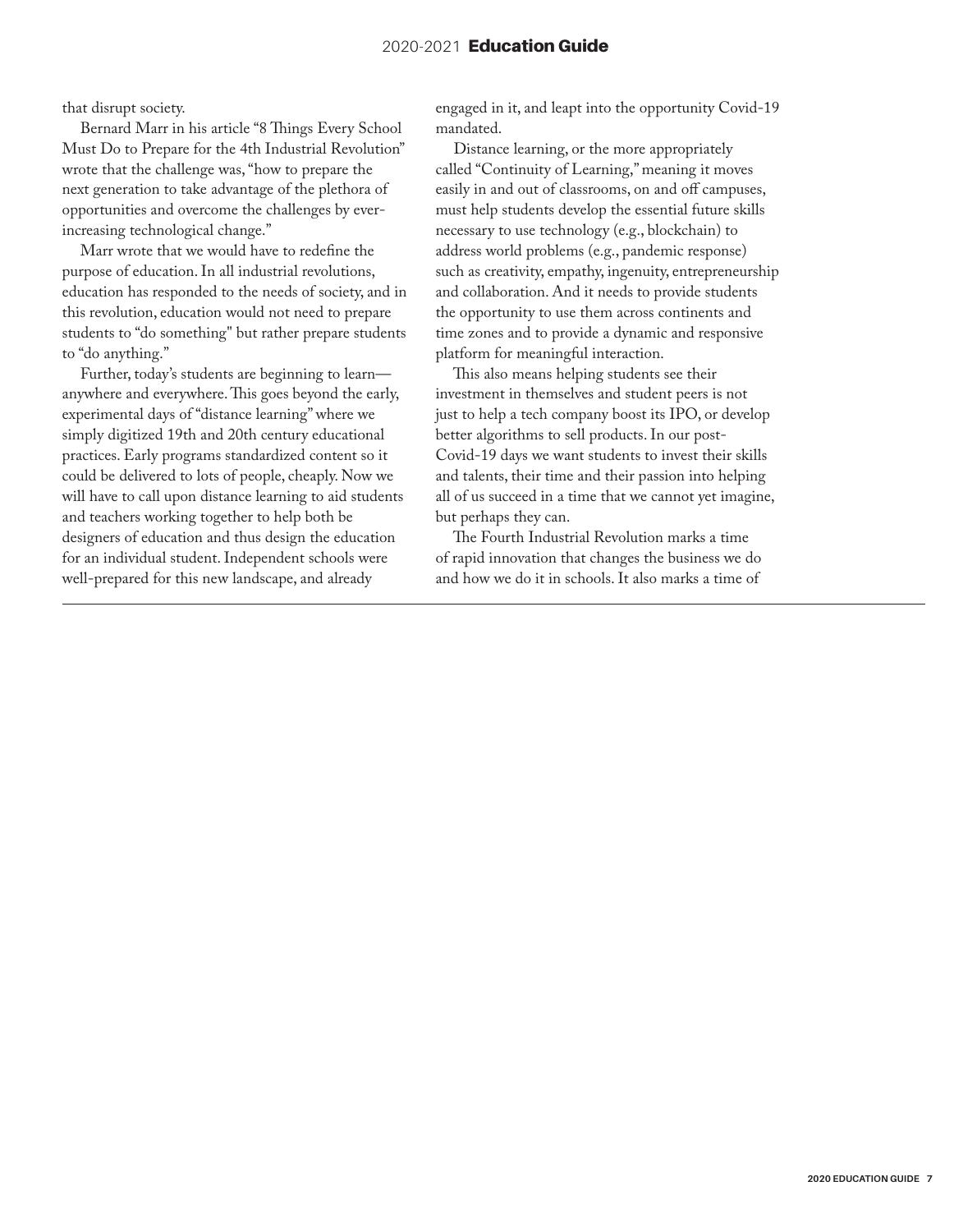that disrupt society.

Bernard Marr in his article "8 Things Every School Must Do to Prepare for the 4th Industrial Revolution" wrote that the challenge was, "how to prepare the next generation to take advantage of the plethora of opportunities and overcome the challenges by ever-increasing technological change."

Marr wrote that we would have to redefine the purpose of education. In all industrial revolutions, education has responded to the needs of society, and in this revolution, education would not need to prepare students to "do something" but rather prepare students to "do anything."

Further, today's students are beginning to learn—anywhere and everywhere. This goes beyond the early, experimental days of "distance learning" where we simply digitized 19th and 20th century educational practices. Early programs standardized content so it could be delivered to lots of people, cheaply. Now we will have to call upon distance learning to aid students and teachers working together to help both be designers of education and thus design the education for an individual student. Independent schools were well-prepared for this new landscape, and already engaged in it, and leapt into the opportunity Covid-19 mandated.

Distance learning, or the more appropriately called "Continuity of Learning," meaning it moves easily in and out of classrooms, on and off campuses, must help students develop the essential future skills necessary to use technology (e.g., blockchain) to address world problems (e.g., pandemic response) such as creativity, empathy, ingenuity, entrepreneurship and collaboration. And it needs to provide students the opportunity to use them across continents and time zones and to provide a dynamic and responsive platform for meaningful interaction.

This also means helping students see their investment in themselves and student peers is not just to help a tech company boost its IPO, or develop better algorithms to sell products. In our post-Covid-19 days we want students to invest their skills and talents, their time and their passion into helping all of us succeed in a time that we cannot yet imagine, but perhaps they can.

The Fourth Industrial Revolution marks a time of rapid innovation that changes the business we do and how we do it in schools. It also marks a time of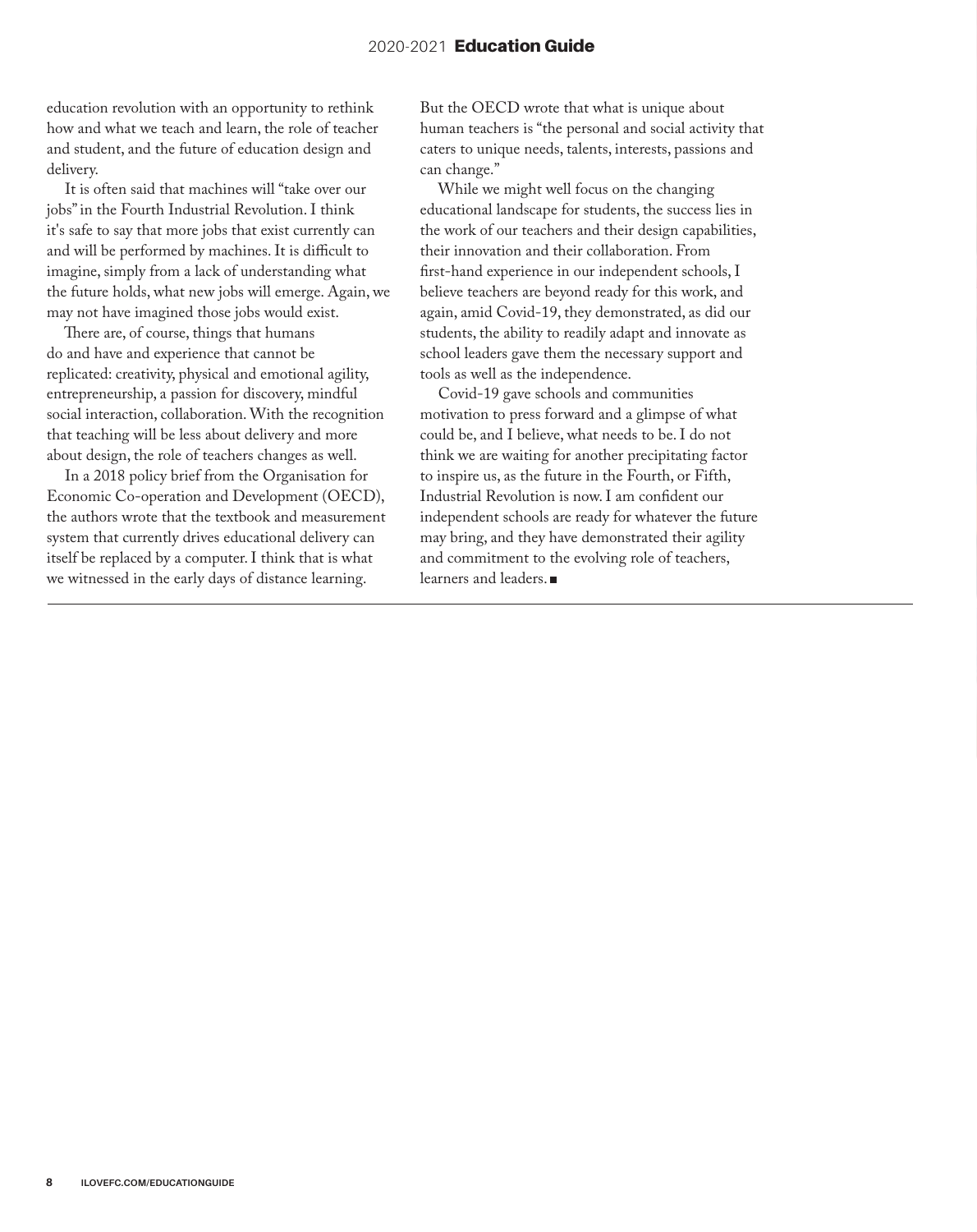education revolution with an opportunity to rethink how and what we teach and learn, the role of teacher and student, and the future of education design and delivery.

It is often said that machines will "take over our jobs" in the Fourth Industrial Revolution. I think it's safe to say that more jobs that exist currently can and will be performed by machines. It is difficult to imagine, simply from a lack of understanding what the future holds, what new jobs will emerge. Again, we may not have imagined those jobs would exist.

There are, of course, things that humans do and have and experience that cannot be replicated: creativity, physical and emotional agility, entrepreneurship, a passion for discovery, mindful social interaction, collaboration. With the recognition that teaching will be less about delivery and more about design, the role of teachers changes as well.

In a 2018 policy brief from the Organisation for Economic Co-operation and Development (OECD), the authors wrote that the textbook and measurement system that currently drives educational delivery can itself be replaced by a computer. I think that is what we witnessed in the early days of distance learning. But the OECD wrote that what is unique about human teachers is "the personal and social activity that caters to unique needs, talents, interests, passions and can change."

While we might well focus on the changing educational landscape for students, the success lies in the work of our teachers and their design capabilities, their innovation and their collaboration. From first-hand experience in our independent schools, I believe teachers are beyond ready for this work, and again, amid Covid-19, they demonstrated, as did our students, the ability to readily adapt and innovate as school leaders gave them the necessary support and tools as well as the independence.

Covid-19 gave schools and communities motivation to press forward and a glimpse of what could be, and I believe, what needs to be. I do not think we are waiting for another precipitating factor to inspire us, as the future in the Fourth, or Fifth, Industrial Revolution is now. I am confident our independent schools are ready for whatever the future may bring, and they have demonstrated their agility and commitment to the evolving role of teachers, learners and leaders. ■